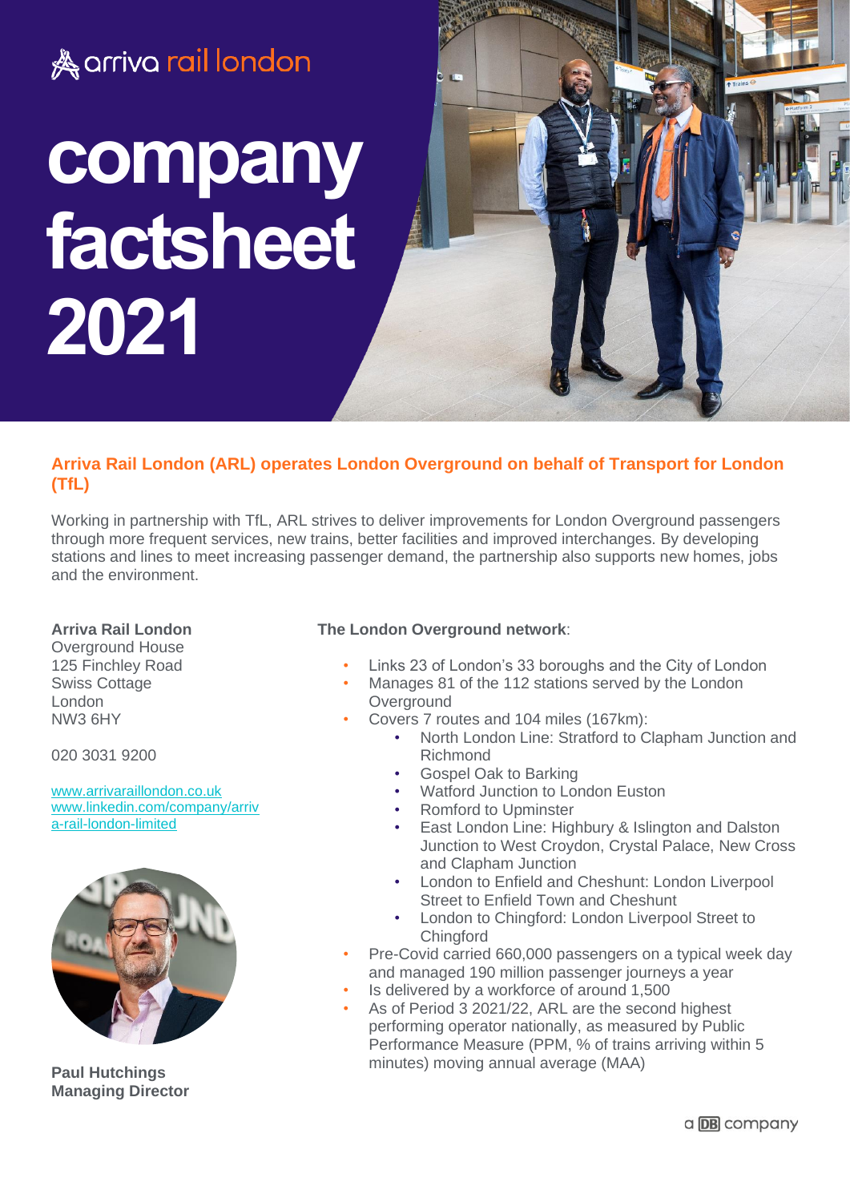arriva rail london

# company factsheet 2021

## Arriva Rail London (ARL) operates London Overground on behalf of Transport for London (TfL)

Working in partnership with TfL, ARL strives to deliver improvements for London Overground passengers through more frequent services, new trains, better facilities and improved interchanges. By developing stations and lines to meet increasing passenger demand, the partnership also supports new homes, jobs and the environment.

**Arriva Rail London**
Overground House
125 Finchley Road
Swiss Cottage
London
NW3 6HY

020 3031 9200

[www.arrivaraillondon.co.uk](http://www.arrivaraillondon.co.uk)
[www.linkedin.com/company/arriva-rail-london-limited](http://www.linkedin.com/company/arriva-rail-london-limited)

**Paul Hutchings**
**Managing Director**

**The London Overground network**:

- Links 23 of London's 33 boroughs and the City of London
- Manages 81 of the 112 stations served by the London Overground
- Covers 7 routes and 104 miles (167km):
  - North London Line: Stratford to Clapham Junction and Richmond
  - Gospel Oak to Barking
  - Watford Junction to London Euston
  - Romford to Upminster
  - East London Line: Highbury & Islington and Dalston Junction to West Croydon, Crystal Palace, New Cross and Clapham Junction
  - London to Enfield and Cheshunt: London Liverpool Street to Enfield Town and Cheshunt
  - London to Chingford: London Liverpool Street to Chingford
- Pre-Covid carried 660,000 passengers on a typical week day and managed 190 million passenger journeys a year
- Is delivered by a workforce of around 1,500
- As of Period 3 2021/22, ARL are the second highest performing operator nationally, as measured by Public Performance Measure (PPM, % of trains arriving within 5 minutes) moving annual average (MAA)

a DB company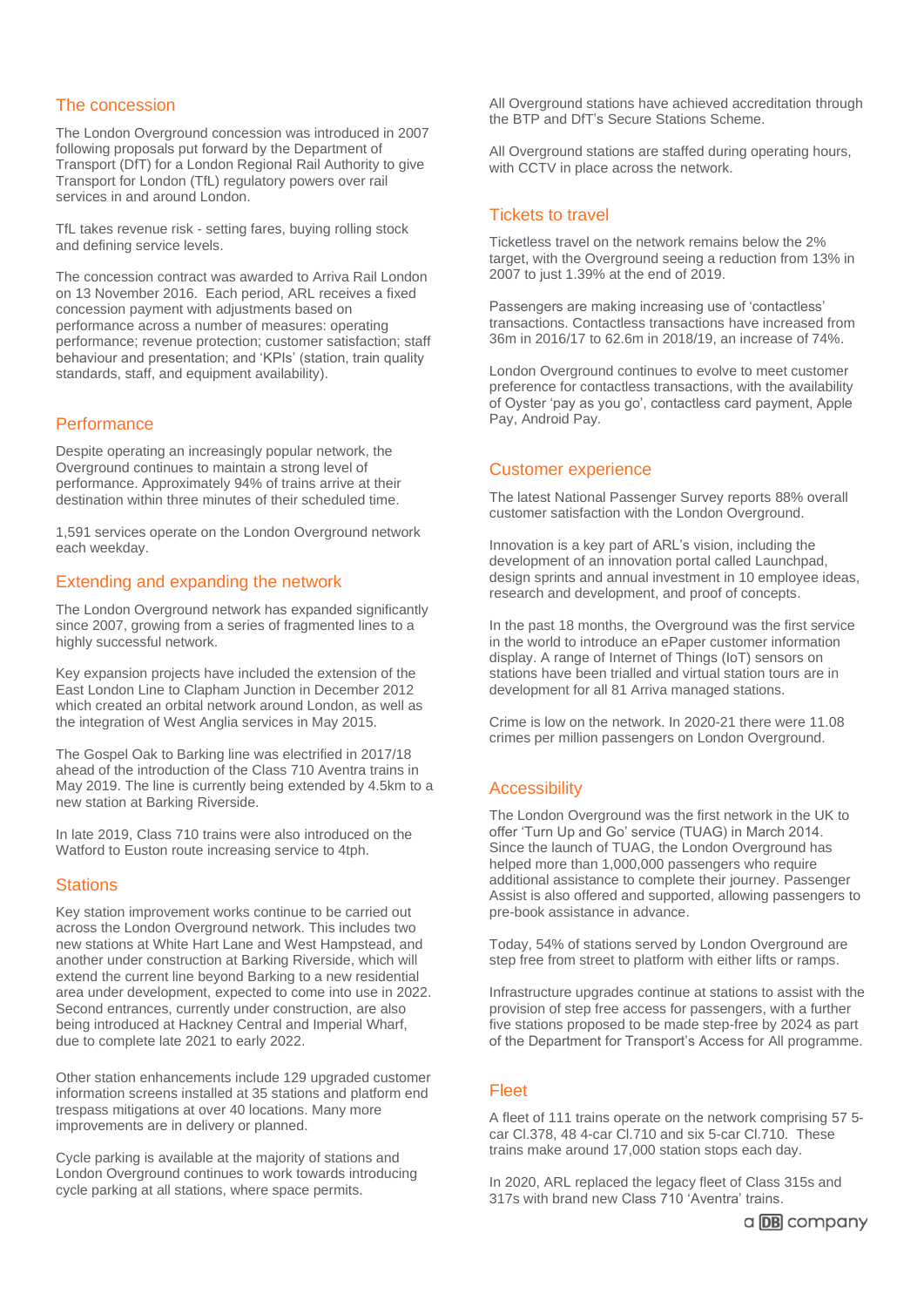## The concession

The London Overground concession was introduced in 2007 following proposals put forward by the Department of Transport (DfT) for a London Regional Rail Authority to give Transport for London (TfL) regulatory powers over rail services in and around London.

TfL takes revenue risk - setting fares, buying rolling stock and defining service levels.

The concession contract was awarded to Arriva Rail London on 13 November 2016. Each period, ARL receives a fixed concession payment with adjustments based on performance across a number of measures: operating performance; revenue protection; customer satisfaction; staff behaviour and presentation; and 'KPIs' (station, train quality standards, staff, and equipment availability).

## Performance

Despite operating an increasingly popular network, the Overground continues to maintain a strong level of performance. Approximately 94% of trains arrive at their destination within three minutes of their scheduled time.

1,591 services operate on the London Overground network each weekday.

## Extending and expanding the network

The London Overground network has expanded significantly since 2007, growing from a series of fragmented lines to a highly successful network.

Key expansion projects have included the extension of the East London Line to Clapham Junction in December 2012 which created an orbital network around London, as well as the integration of West Anglia services in May 2015.

The Gospel Oak to Barking line was electrified in 2017/18 ahead of the introduction of the Class 710 Aventra trains in May 2019. The line is currently being extended by 4.5km to a new station at Barking Riverside.

In late 2019, Class 710 trains were also introduced on the Watford to Euston route increasing service to 4tph.

## Stations

Key station improvement works continue to be carried out across the London Overground network. This includes two new stations at White Hart Lane and West Hampstead, and another under construction at Barking Riverside, which will extend the current line beyond Barking to a new residential area under development, expected to come into use in 2022. Second entrances, currently under construction, are also being introduced at Hackney Central and Imperial Wharf, due to complete late 2021 to early 2022.

Other station enhancements include 129 upgraded customer information screens installed at 35 stations and platform end trespass mitigations at over 40 locations. Many more improvements are in delivery or planned.

Cycle parking is available at the majority of stations and London Overground continues to work towards introducing cycle parking at all stations, where space permits.

All Overground stations have achieved accreditation through the BTP and DfT's Secure Stations Scheme.

All Overground stations are staffed during operating hours, with CCTV in place across the network.

## Tickets to travel

Ticketless travel on the network remains below the 2% target, with the Overground seeing a reduction from 13% in 2007 to just 1.39% at the end of 2019.

Passengers are making increasing use of 'contactless' transactions. Contactless transactions have increased from 36m in 2016/17 to 62.6m in 2018/19, an increase of 74%.

London Overground continues to evolve to meet customer preference for contactless transactions, with the availability of Oyster 'pay as you go', contactless card payment, Apple Pay, Android Pay.

## Customer experience

The latest National Passenger Survey reports 88% overall customer satisfaction with the London Overground.

Innovation is a key part of ARL's vision, including the development of an innovation portal called Launchpad, design sprints and annual investment in 10 employee ideas, research and development, and proof of concepts.

In the past 18 months, the Overground was the first service in the world to introduce an ePaper customer information display. A range of Internet of Things (IoT) sensors on stations have been trialled and virtual station tours are in development for all 81 Arriva managed stations.

Crime is low on the network. In 2020-21 there were 11.08 crimes per million passengers on London Overground.

## Accessibility

The London Overground was the first network in the UK to offer 'Turn Up and Go' service (TUAG) in March 2014. Since the launch of TUAG, the London Overground has helped more than 1,000,000 passengers who require additional assistance to complete their journey. Passenger Assist is also offered and supported, allowing passengers to pre-book assistance in advance.

Today, 54% of stations served by London Overground are step free from street to platform with either lifts or ramps.

Infrastructure upgrades continue at stations to assist with the provision of step free access for passengers, with a further five stations proposed to be made step-free by 2024 as part of the Department for Transport's Access for All programme.

## Fleet

A fleet of 111 trains operate on the network comprising 57 5-car Cl.378, 48 4-car Cl.710 and six 5-car Cl.710. These trains make around 17,000 station stops each day.

In 2020, ARL replaced the legacy fleet of Class 315s and 317s with brand new Class 710 'Aventra' trains.